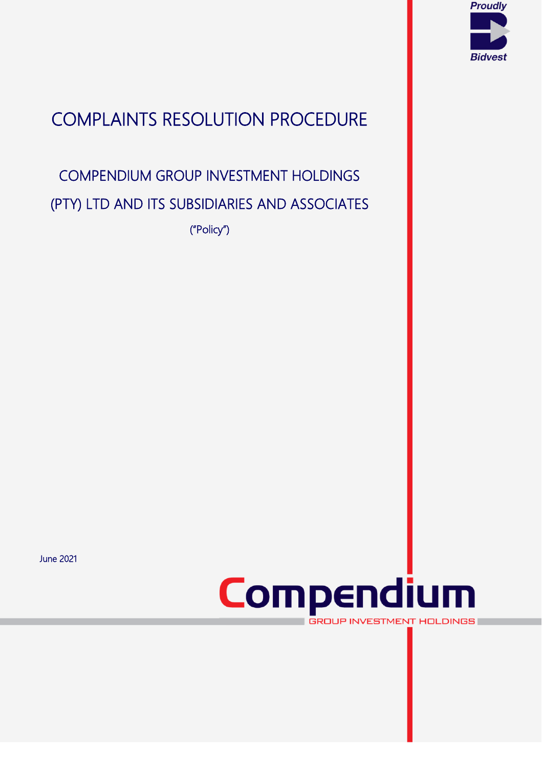Proudly Bidvest

# COMPLAINTS RESOLUTION PROCEDURE

## COMPENDIUM GROUP INVESTMENT HOLDINGS (PTY) LTD AND ITS SUBSIDIARIES AND ASSOCIATES

("Policy")

June 2021

Compendium

GROUP INVESTMENT HOLDINGS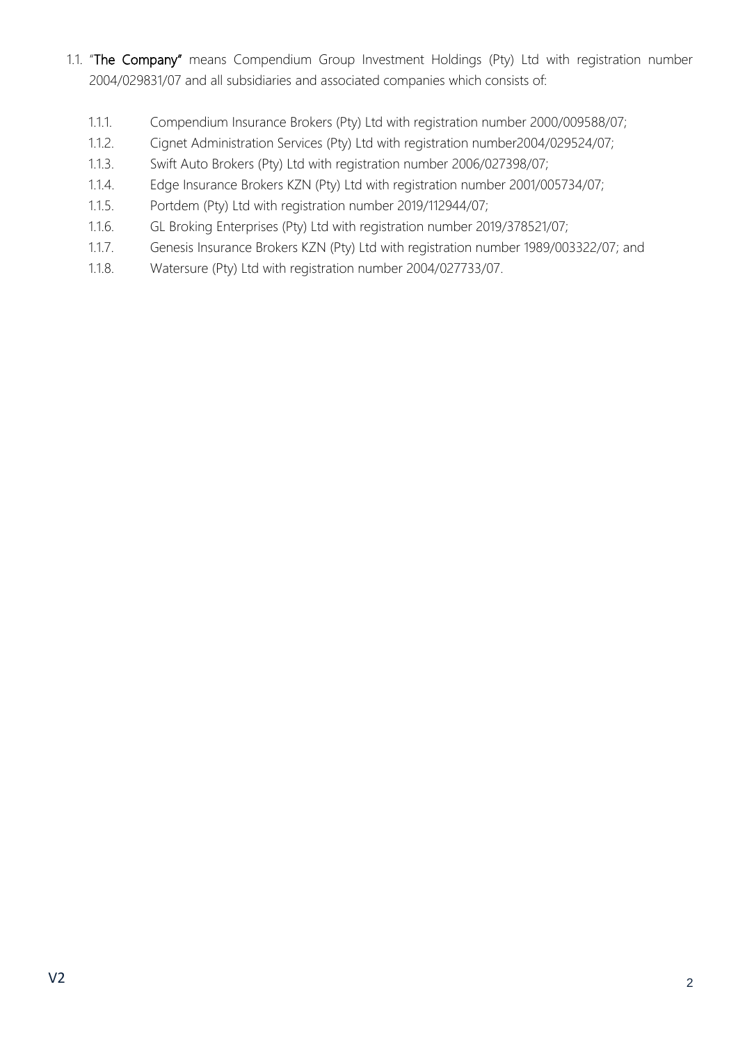1.1. "**The Company"** means Compendium Group Investment Holdings (Pty) Ltd with registration number 2004/029831/07 and all subsidiaries and associated companies which consists of:

1.1.1. Compendium Insurance Brokers (Pty) Ltd with registration number 2000/009588/07;

1.1.2. Cignet Administration Services (Pty) Ltd with registration number2004/029524/07;

1.1.3. Swift Auto Brokers (Pty) Ltd with registration number 2006/027398/07;

1.1.4. Edge Insurance Brokers KZN (Pty) Ltd with registration number 2001/005734/07;

1.1.5. Portdem (Pty) Ltd with registration number 2019/112944/07;

1.1.6. GL Broking Enterprises (Pty) Ltd with registration number 2019/378521/07;

1.1.7. Genesis Insurance Brokers KZN (Pty) Ltd with registration number 1989/003322/07; and

1.1.8. Watersure (Pty) Ltd with registration number 2004/027733/07.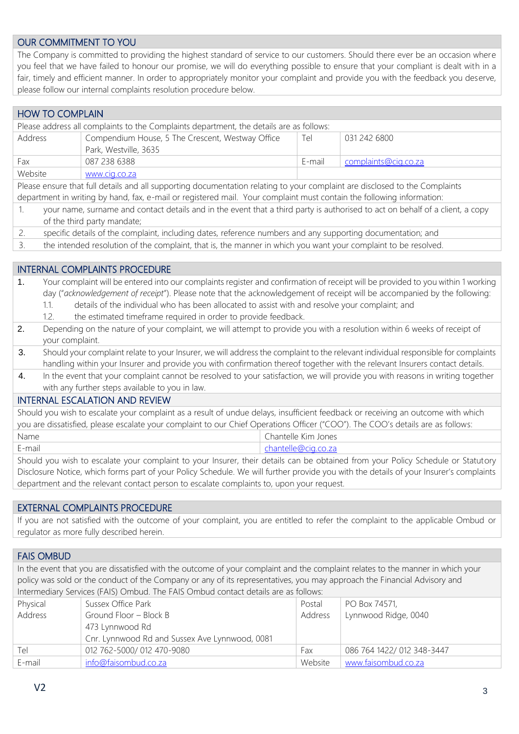## OUR COMMITMENT TO YOU

The Company is committed to providing the highest standard of service to our customers. Should there ever be an occasion where you feel that we have failed to honour our promise, we will do everything possible to ensure that your compliant is dealt with in a fair, timely and efficient manner. In order to appropriately monitor your complaint and provide you with the feedback you deserve, please follow our internal complaints resolution procedure below.

## HOW TO COMPLAIN

Please address all complaints to the Complaints department, the details are as follows:

| | | | |
|---|---|---|---|
| Address | Compendium House, 5 The Crescent, Westway Office Park, Westville, 3635 | Tel | 031 242 6800 |
| Fax | 087 238 6388 | E-mail | complaints@cig.co.za |
| Website | www.cig.co.za | | |

Please ensure that full details and all supporting documentation relating to your complaint are disclosed to the Complaints department in writing by hand, fax, e-mail or registered mail. Your complaint must contain the following information:

1. your name, surname and contact details and in the event that a third party is authorised to act on behalf of a client, a copy of the third party mandate;
2. specific details of the complaint, including dates, reference numbers and any supporting documentation; and
3. the intended resolution of the complaint, that is, the manner in which you want your complaint to be resolved.

## INTERNAL COMPLAINTS PROCEDURE

1. Your complaint will be entered into our complaints register and confirmation of receipt will be provided to you within 1 working day ("*acknowledgement of receipt*"). Please note that the acknowledgement of receipt will be accompanied by the following:
   - 1.1. details of the individual who has been allocated to assist with and resolve your complaint; and
   - 1.2. the estimated timeframe required in order to provide feedback.
2. Depending on the nature of your complaint, we will attempt to provide you with a resolution within 6 weeks of receipt of your complaint.
3. Should your complaint relate to your Insurer, we will address the complaint to the relevant individual responsible for complaints handling within your Insurer and provide you with confirmation thereof together with the relevant Insurers contact details.
4. In the event that your complaint cannot be resolved to your satisfaction, we will provide you with reasons in writing together with any further steps available to you in law.

## INTERNAL ESCALATION AND REVIEW

Should you wish to escalate your complaint as a result of undue delays, insufficient feedback or receiving an outcome with which you are dissatisfied, please escalate your complaint to our Chief Operations Officer ("COO"). The COO's details are as follows:

| | |
|---|---|
| Name | Chantelle Kim Jones |
| E-mail | chantelle@cig.co.za |

Should you wish to escalate your complaint to your Insurer, their details can be obtained from your Policy Schedule or Statutory Disclosure Notice, which forms part of your Policy Schedule. We will further provide you with the details of your Insurer's complaints department and the relevant contact person to escalate complaints to, upon your request.

## EXTERNAL COMPLAINTS PROCEDURE

If you are not satisfied with the outcome of your complaint, you are entitled to refer the complaint to the applicable Ombud or regulator as more fully described herein.

## FAIS OMBUD

In the event that you are dissatisfied with the outcome of your complaint and the complaint relates to the manner in which your policy was sold or the conduct of the Company or any of its representatives, you may approach the Financial Advisory and Intermediary Services (FAIS) Ombud. The FAIS Ombud contact details are as follows:

| | | | |
|---|---|---|---|
| Physical Address | Sussex Office Park<br>Ground Floor – Block B<br>473 Lynnwood Rd<br>Cnr. Lynnwood Rd and Sussex Ave Lynnwood, 0081 | Postal Address | PO Box 74571,<br>Lynnwood Ridge, 0040 |
| Tel | 012 762-5000/ 012 470-9080 | Fax | 086 764 1422/ 012 348-3447 |
| E-mail | info@faisombud.co.za | Website | www.faisombud.co.za |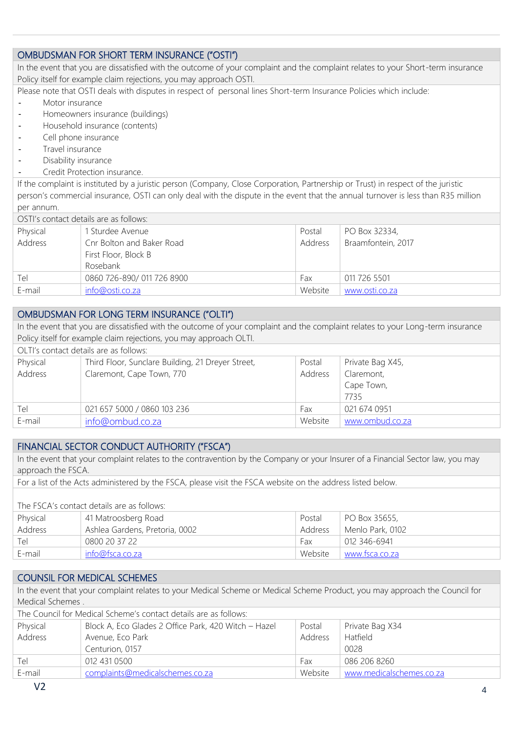## OMBUDSMAN FOR SHORT TERM INSURANCE ("OSTI")

In the event that you are dissatisfied with the outcome of your complaint and the complaint relates to your Short-term insurance Policy itself for example claim rejections, you may approach OSTI.

Please note that OSTI deals with disputes in respect of personal lines Short-term Insurance Policies which include:

- Motor insurance
- Homeowners insurance (buildings)
- Household insurance (contents)
- Cell phone insurance
- Travel insurance
- Disability insurance
- Credit Protection insurance.

If the complaint is instituted by a juristic person (Company, Close Corporation, Partnership or Trust) in respect of the juristic person's commercial insurance, OSTI can only deal with the dispute in the event that the annual turnover is less than R35 million per annum.

OSTI's contact details are as follows:

| | | | |
|---|---|---|---|
| Physical Address | 1 Sturdee Avenue<br>Cnr Bolton and Baker Road<br>First Floor, Block B<br>Rosebank | Postal Address | PO Box 32334,<br>Braamfontein, 2017 |
| Tel | 0860 726-890/ 011 726 8900 | Fax | 011 726 5501 |
| E-mail | info@osti.co.za | Website | www.osti.co.za |

## OMBUDSMAN FOR LONG TERM INSURANCE ("OLTI")

In the event that you are dissatisfied with the outcome of your complaint and the complaint relates to your Long-term insurance Policy itself for example claim rejections, you may approach OLTI.

OLTI's contact details are as follows:

| | | | |
|---|---|---|---|
| Physical Address | Third Floor, Sunclare Building, 21 Dreyer Street,<br>Claremont, Cape Town, 770 | Postal Address | Private Bag X45,<br>Claremont,<br>Cape Town,<br>7735 |
| Tel | 021 657 5000 / 0860 103 236 | Fax | 021 674 0951 |
| E-mail | info@ombud.co.za | Website | www.ombud.co.za |

## FINANCIAL SECTOR CONDUCT AUTHORITY ("FSCA")

In the event that your complaint relates to the contravention by the Company or your Insurer of a Financial Sector law, you may approach the FSCA.

For a list of the Acts administered by the FSCA, please visit the FSCA website on the address listed below.

The FSCA's contact details are as follows:

| | | | |
|---|---|---|---|
| Physical Address | 41 Matroosberg Road<br>Ashlea Gardens, Pretoria, 0002 | Postal Address | PO Box 35655,<br>Menlo Park, 0102 |
| Tel | 0800 20 37 22 | Fax | 012 346-6941 |
| E-mail | info@fsca.co.za | Website | www.fsca.co.za |

## COUNSIL FOR MEDICAL SCHEMES

In the event that your complaint relates to your Medical Scheme or Medical Scheme Product, you may approach the Council for Medical Schemes .

The Council for Medical Scheme's contact details are as follows:

| | | | |
|---|---|---|---|
| Physical Address | Block A, Eco Glades 2 Office Park, 420 Witch – Hazel Avenue, Eco Park<br>Centurion, 0157 | Postal Address | Private Bag X34<br>Hatfield<br>0028 |
| Tel | 012 431 0500 | Fax | 086 206 8260 |
| E-mail | complaints@medicalschemes.co.za | Website | www.medicalschemes.co.za |

V2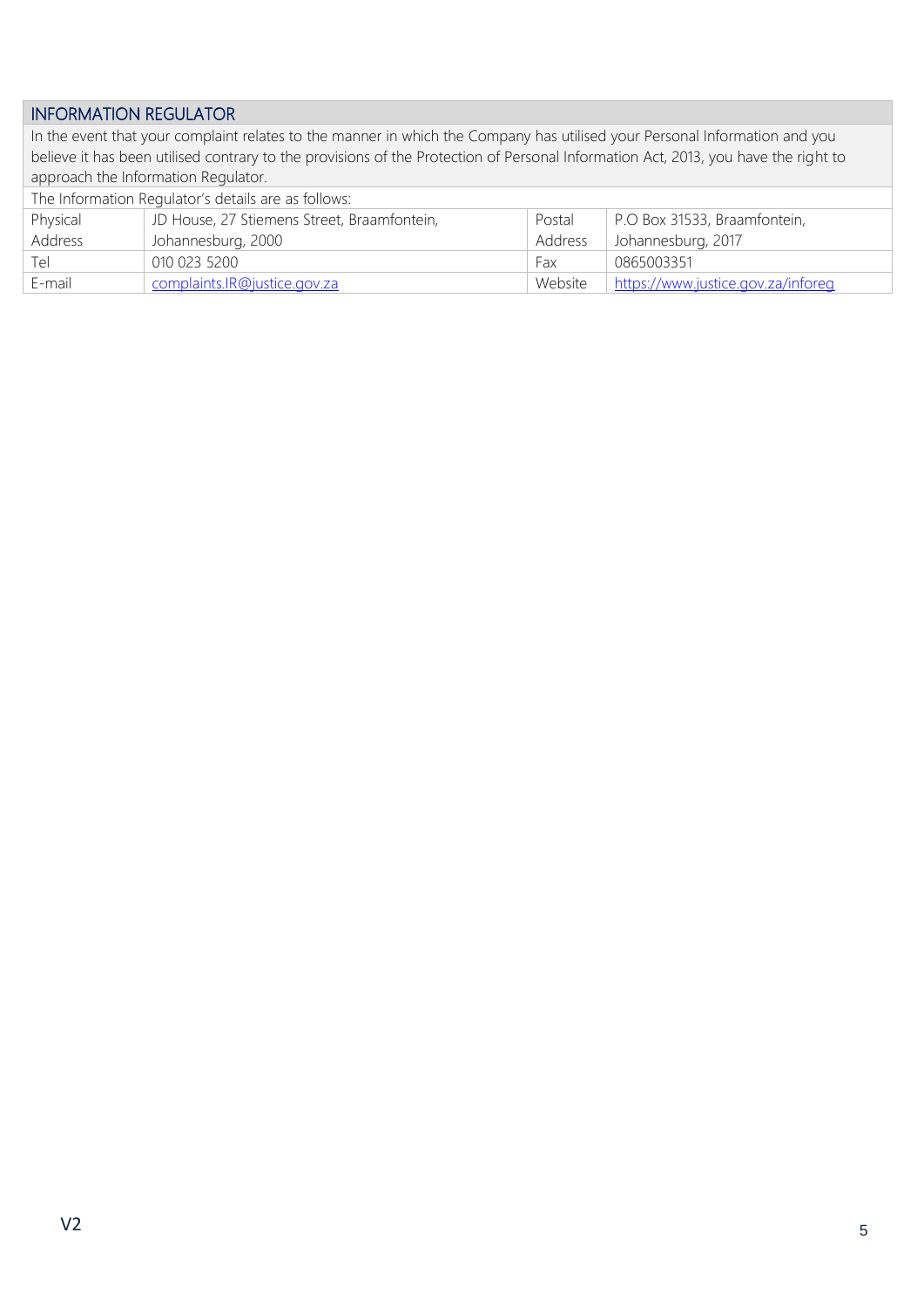## INFORMATION REGULATOR

In the event that your complaint relates to the manner in which the Company has utilised your Personal Information and you believe it has been utilised contrary to the provisions of the Protection of Personal Information Act, 2013, you have the right to approach the Information Regulator.

The Information Regulator's details are as follows:

| | | | |
|---|---|---|---|
| Physical Address | JD House, 27 Stiemens Street, Braamfontein, Johannesburg, 2000 | Postal Address | P.O Box 31533, Braamfontein, Johannesburg, 2017 |
| Tel | 010 023 5200 | Fax | 0865003351 |
| E-mail | complaints.IR@justice.gov.za | Website | https://www.justice.gov.za/inforeg |

V2